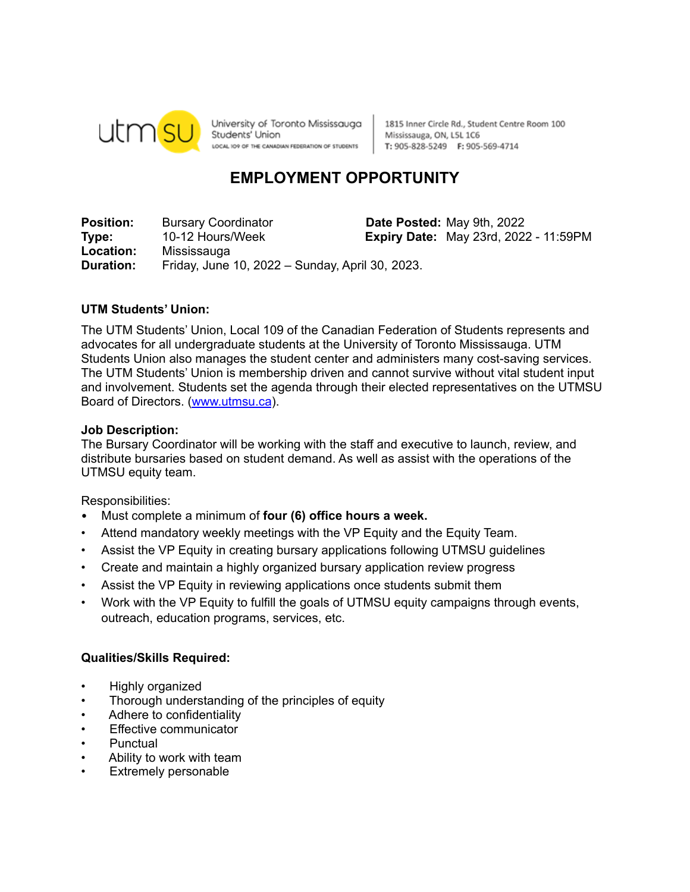utmsu University of Toronto Mississauga Students' Union
LOCAL 109 OF THE CANADIAN FEDERATION OF STUDENTS

1815 Inner Circle Rd., Student Centre Room 100
Mississauga, ON, L5L 1C6
**T:** 905-828-5249 **F:** 905-569-4714

# EMPLOYMENT OPPORTUNITY

**Position:** Bursary Coordinator
**Type:** 10-12 Hours/Week
**Location:** Mississauga
**Duration:** Friday, June 10, 2022 – Sunday, April 30, 2023.

**Date Posted:** May 9th, 2022
**Expiry Date:** May 23rd, 2022 - 11:59PM

**UTM Students' Union:**

The UTM Students' Union, Local 109 of the Canadian Federation of Students represents and advocates for all undergraduate students at the University of Toronto Mississauga. UTM Students Union also manages the student center and administers many cost-saving services. The UTM Students' Union is membership driven and cannot survive without vital student input and involvement. Students set the agenda through their elected representatives on the UTMSU Board of Directors. (www.utmsu.ca).

**Job Description:**

The Bursary Coordinator will be working with the staff and executive to launch, review, and distribute bursaries based on student demand. As well as assist with the operations of the UTMSU equity team.

Responsibilities:

- Must complete a minimum of **four (6) office hours a week.**
- Attend mandatory weekly meetings with the VP Equity and the Equity Team.
- Assist the VP Equity in creating bursary applications following UTMSU guidelines
- Create and maintain a highly organized bursary application review progress
- Assist the VP Equity in reviewing applications once students submit them
- Work with the VP Equity to fulfill the goals of UTMSU equity campaigns through events, outreach, education programs, services, etc.

**Qualities/Skills Required:**

- Highly organized
- Thorough understanding of the principles of equity
- Adhere to confidentiality
- Effective communicator
- Punctual
- Ability to work with team
- Extremely personable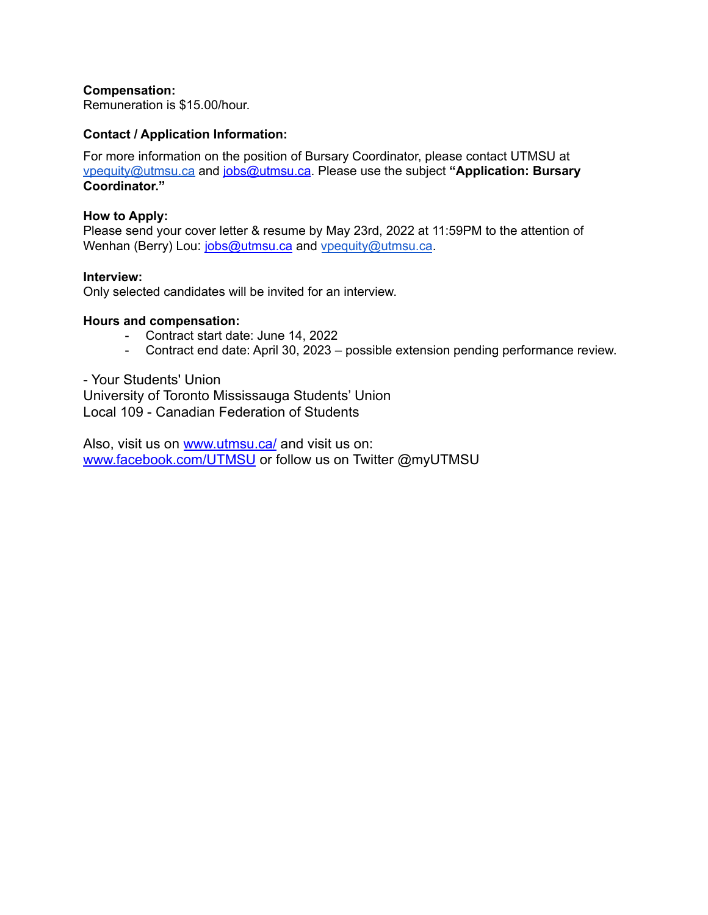**Compensation:**
Remuneration is $15.00/hour.

**Contact / Application Information:**

For more information on the position of Bursary Coordinator, please contact UTMSU at vpequity@utmsu.ca and jobs@utmsu.ca. Please use the subject **"Application: Bursary Coordinator."**

**How to Apply:**
Please send your cover letter & resume by May 23rd, 2022 at 11:59PM to the attention of Wenhan (Berry) Lou: jobs@utmsu.ca and vpequity@utmsu.ca.

**Interview:**
Only selected candidates will be invited for an interview.

**Hours and compensation:**

- Contract start date: June 14, 2022
- Contract end date: April 30, 2023 – possible extension pending performance review.

- Your Students' Union
University of Toronto Mississauga Students' Union
Local 109 - Canadian Federation of Students

Also, visit us on www.utmsu.ca/ and visit us on:
www.facebook.com/UTMSU or follow us on Twitter @myUTMSU